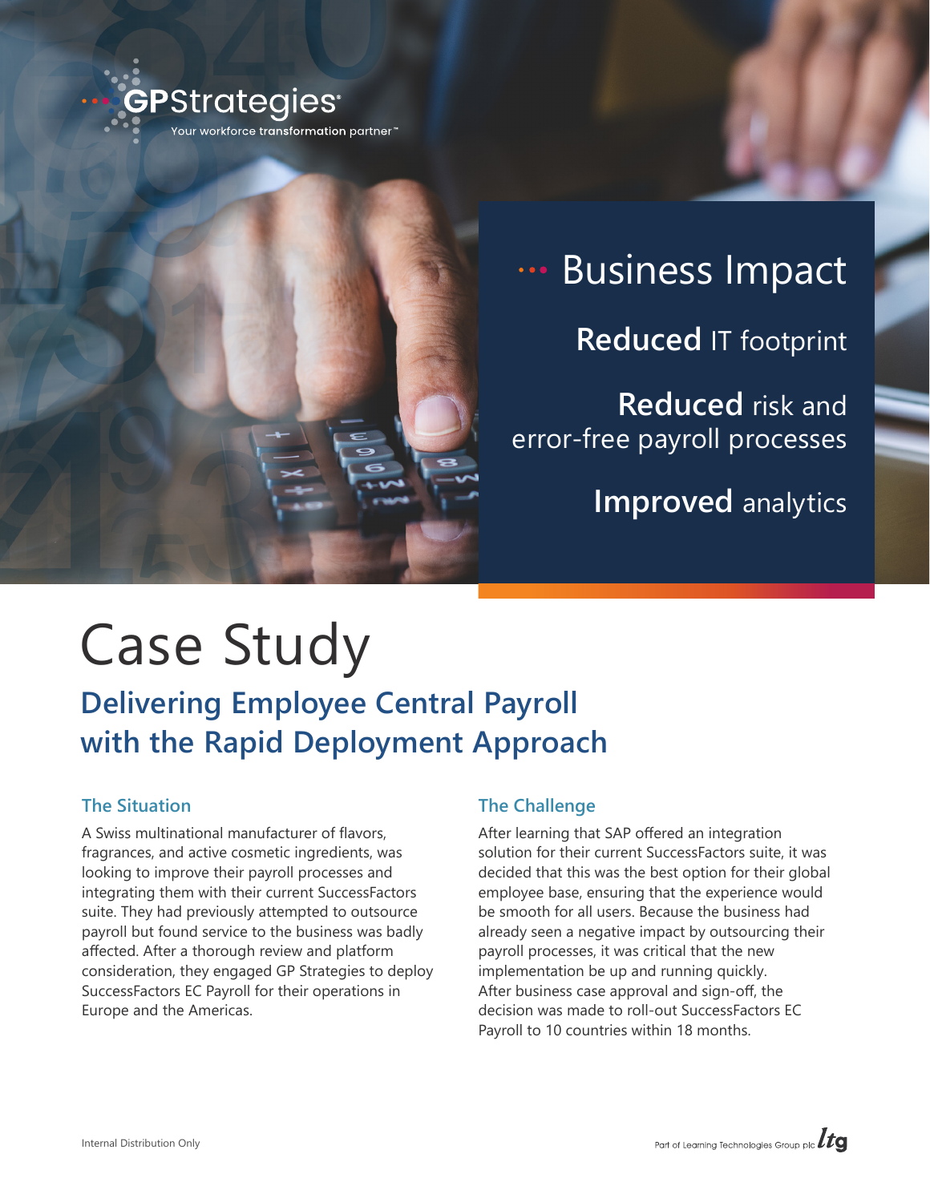GPStrategies
Your workforce transformation partner™

## Business Impact

**Reduced** IT footprint

**Reduced** risk and error-free payroll processes

**Improved** analytics

# Case Study

## Delivering Employee Central Payroll with the Rapid Deployment Approach

### The Situation

A Swiss multinational manufacturer of flavors, fragrances, and active cosmetic ingredients, was looking to improve their payroll processes and integrating them with their current SuccessFactors suite. They had previously attempted to outsource payroll but found service to the business was badly affected. After a thorough review and platform consideration, they engaged GP Strategies to deploy SuccessFactors EC Payroll for their operations in Europe and the Americas.

### The Challenge

After learning that SAP offered an integration solution for their current SuccessFactors suite, it was decided that this was the best option for their global employee base, ensuring that the experience would be smooth for all users. Because the business had already seen a negative impact by outsourcing their payroll processes, it was critical that the new implementation be up and running quickly. After business case approval and sign-off, the decision was made to roll-out SuccessFactors EC Payroll to 10 countries within 18 months.

Internal Distribution Only

Part of Learning Technologies Group plc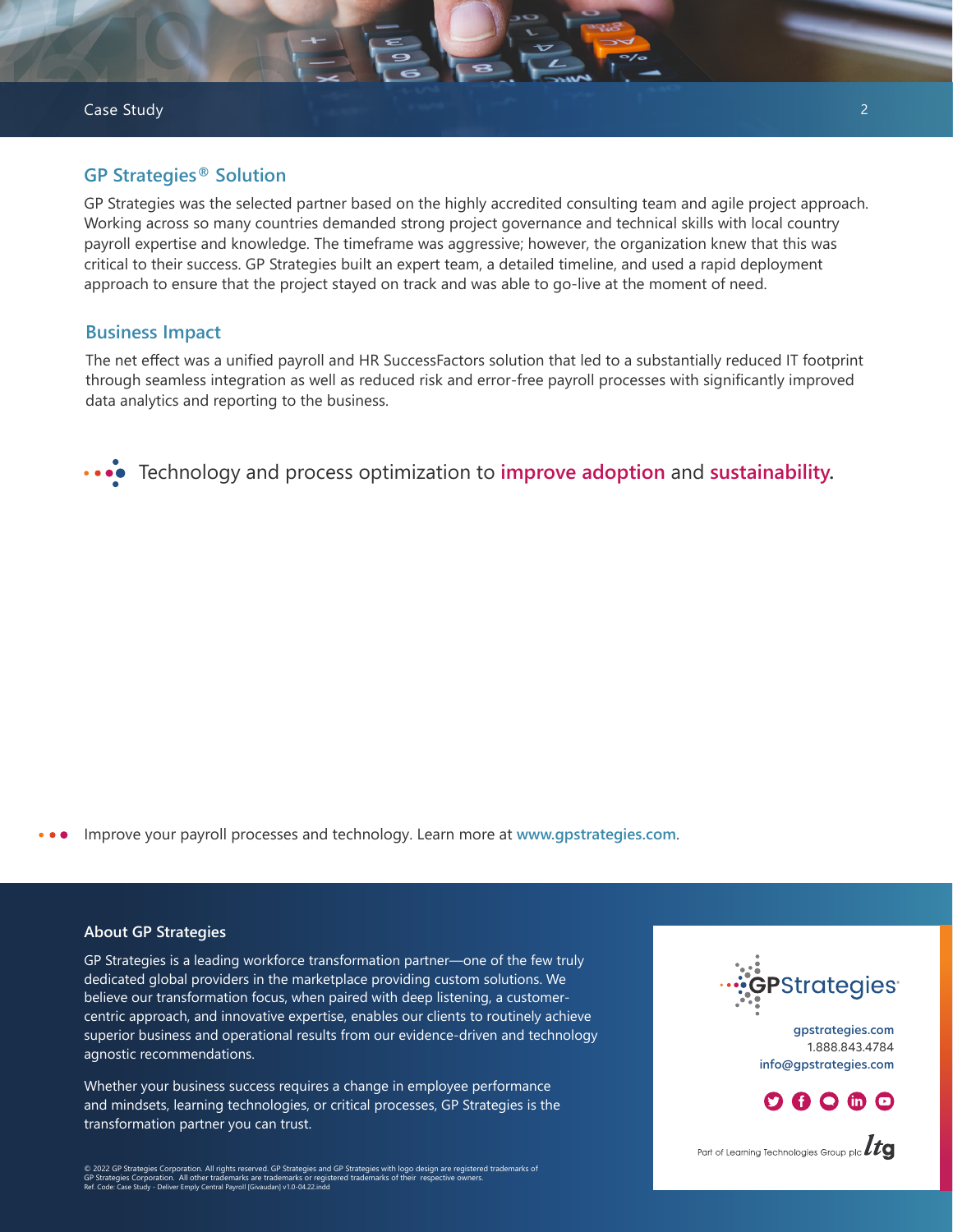## GP Strategies® Solution

GP Strategies was the selected partner based on the highly accredited consulting team and agile project approach. Working across so many countries demanded strong project governance and technical skills with local country payroll expertise and knowledge. The timeframe was aggressive; however, the organization knew that this was critical to their success. GP Strategies built an expert team, a detailed timeline, and used a rapid deployment approach to ensure that the project stayed on track and was able to go-live at the moment of need.

## Business Impact

The net effect was a unified payroll and HR SuccessFactors solution that led to a substantially reduced IT footprint through seamless integration as well as reduced risk and error-free payroll processes with significantly improved data analytics and reporting to the business.

Technology and process optimization to **improve adoption** and **sustainability**.

Improve your payroll processes and technology. Learn more at **www.gpstrategies.com**.

### About GP Strategies

GP Strategies is a leading workforce transformation partner—one of the few truly dedicated global providers in the marketplace providing custom solutions. We believe our transformation focus, when paired with deep listening, a customer-centric approach, and innovative expertise, enables our clients to routinely achieve superior business and operational results from our evidence-driven and technology agnostic recommendations.

Whether your business success requires a change in employee performance and mindsets, learning technologies, or critical processes, GP Strategies is the transformation partner you can trust.

GPStrategies

**gpstrategies.com**
1.888.843.4784
**info@gpstrategies.com**

Part of Learning Technologies Group plc ltg

© 2022 GP Strategies Corporation. All rights reserved. GP Strategies and GP Strategies with logo design are registered trademarks of GP Strategies Corporation. All other trademarks are trademarks or registered trademarks of their respective owners.
Ref. Code: Case Study - Deliver Emply Central Payroll [Givaudan] v1.0-04.22.indd